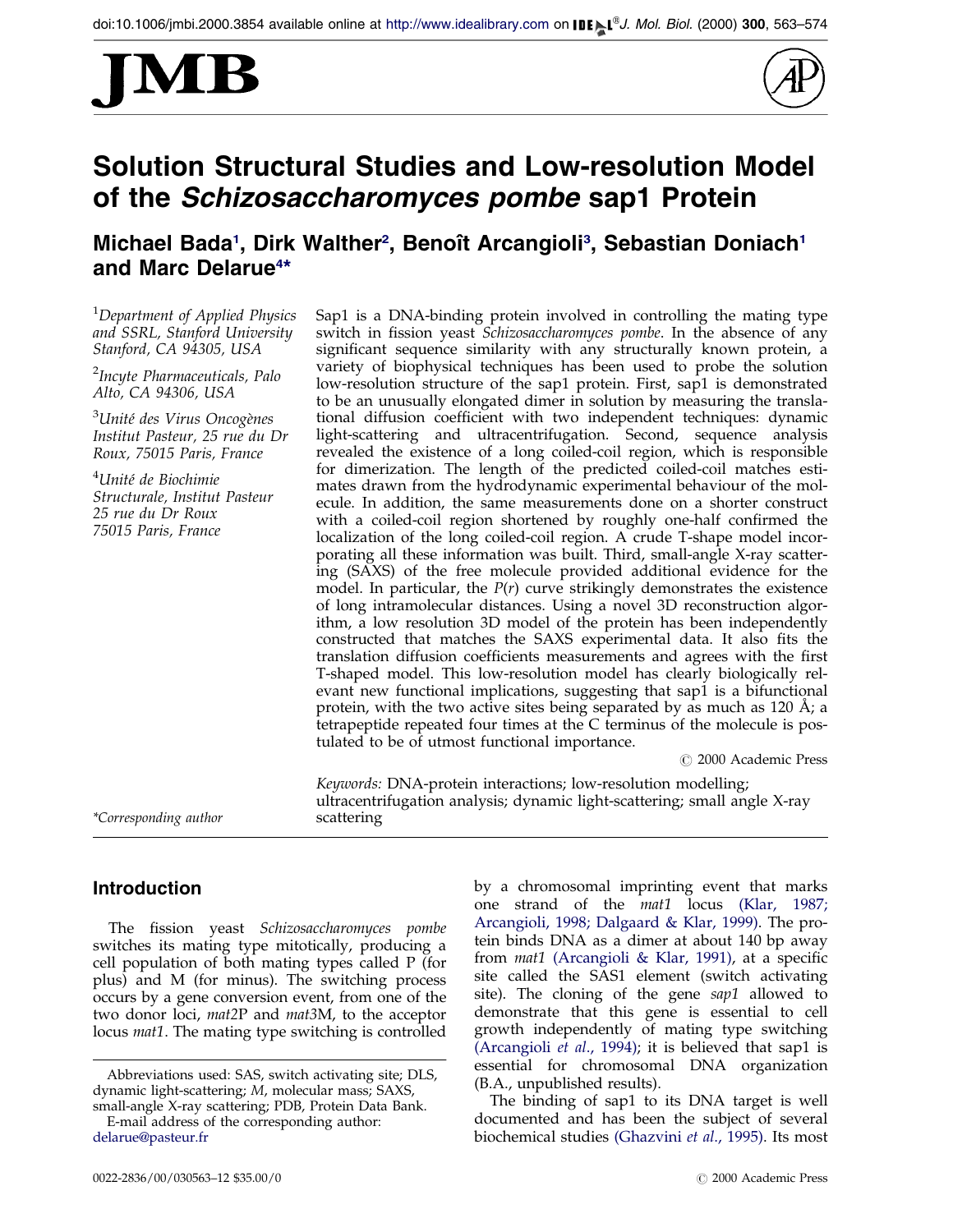# Solution Structural Studies and Low-resolution Model of the *Schizosaccharomyces pombe* sap1 Protein

**Michael Bada[1], Dirk Walther[2], Benoît Arcangioli[3], Sebastian Doniach[1] and Marc Delarue[4]***

[1]*Department of Applied Physics and SSRL, Stanford University Stanford, CA 94305, USA*

[2]*Incyte Pharmaceuticals, Palo Alto, CA 94306, USA*

[3]*Unité des Virus Oncogènes Institut Pasteur, 25 rue du Dr Roux, 75015 Paris, France*

[4]*Unité de Biochimie Structurale, Institut Pasteur 25 rue du Dr Roux 75015 Paris, France*

*Corresponding author

Sap1 is a DNA-binding protein involved in controlling the mating type switch in fission yeast *Schizosaccharomyces pombe*. In the absence of any significant sequence similarity with any structurally known protein, a variety of biophysical techniques has been used to probe the solution low-resolution structure of the sap1 protein. First, sap1 is demonstrated to be an unusually elongated dimer in solution by measuring the translational diffusion coefficient with two independent techniques: dynamic light-scattering and ultracentrifugation. Second, sequence analysis revealed the existence of a long coiled-coil region, which is responsible for dimerization. The length of the predicted coiled-coil matches estimates drawn from the hydrodynamic experimental behaviour of the molecule. In addition, the same measurements done on a shorter construct with a coiled-coil region shortened by roughly one-half confirmed the localization of the long coiled-coil region. A crude T-shape model incorporating all these information was built. Third, small-angle X-ray scattering (SAXS) of the free molecule provided additional evidence for the model. In particular, the $P(r)$ curve strikingly demonstrates the existence of long intramolecular distances. Using a novel 3D reconstruction algorithm, a low resolution 3D model of the protein has been independently constructed that matches the SAXS experimental data. It also fits the translation diffusion coefficients measurements and agrees with the first T-shaped model. This low-resolution model has clearly biologically relevant new functional implications, suggesting that sap1 is a bifunctional protein, with the two active sites being separated by as much as 120 Å; a tetrapeptide repeated four times at the C terminus of the molecule is postulated to be of utmost functional importance.

© 2000 Academic Press

*Keywords:* DNA-protein interactions; low-resolution modelling; ultracentrifugation analysis; dynamic light-scattering; small angle X-ray scattering

## Introduction

The fission yeast *Schizosaccharomyces pombe* switches its mating type mitotically, producing a cell population of both mating types called P (for plus) and M (for minus). The switching process occurs by a gene conversion event, from one of the two donor loci, *mat2*P and *mat3*M, to the acceptor locus *mat1*. The mating type switching is controlled by a chromosomal imprinting event that marks one strand of the *mat1* locus (Klar, 1987; Arcangioli, 1998; Dalgaard & Klar, 1999). The protein binds DNA as a dimer at about 140 bp away from *mat1* (Arcangioli & Klar, 1991), at a specific site called the SAS1 element (switch activating site). The cloning of the gene *sap1* allowed to demonstrate that this gene is essential to cell growth independently of mating type switching (Arcangioli *et al*., 1994); it is believed that sap1 is essential for chromosomal DNA organization (B.A., unpublished results).

The binding of sap1 to its DNA target is well documented and has been the subject of several biochemical studies (Ghazvini *et al*., 1995). Its most

Abbreviations used: SAS, switch activating site; DLS, dynamic light-scattering; *M*, molecular mass; SAXS, small-angle X-ray scattering; PDB, Protein Data Bank.

E-mail address of the corresponding author: delarue@pasteur.fr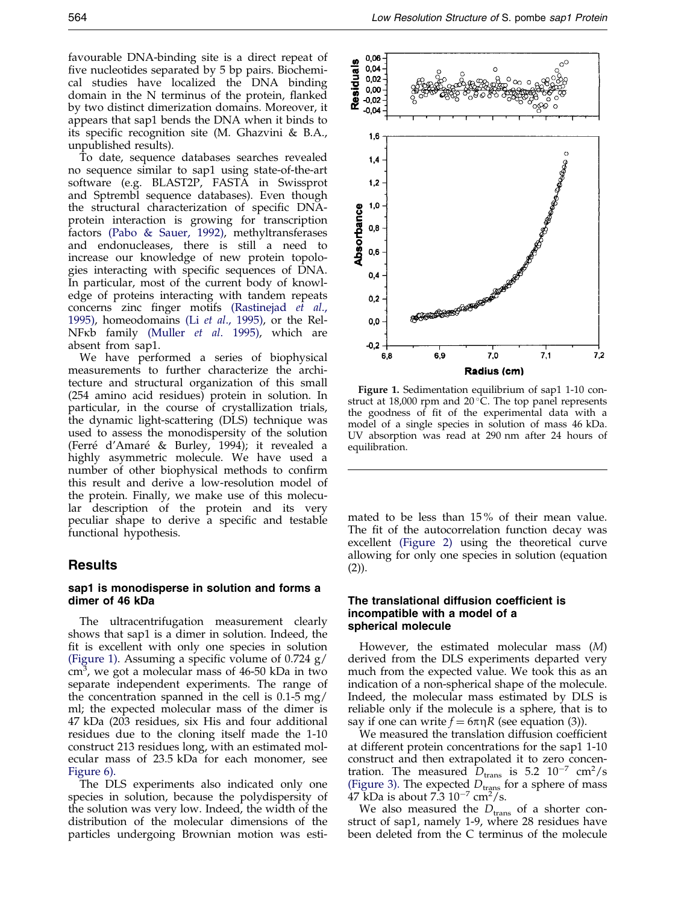favourable DNA-binding site is a direct repeat of five nucleotides separated by 5 bp pairs. Biochemical studies have localized the DNA binding domain in the N terminus of the protein, flanked by two distinct dimerization domains. Moreover, it appears that sap1 bends the DNA when it binds to its specific recognition site (M. Ghazvini & B.A., unpublished results).

To date, sequence databases searches revealed no sequence similar to sap1 using state-of-the-art software (e.g. BLAST2P, FASTA in Swissprot and Sptrembl sequence databases). Even though the structural characterization of specific DNA-protein interaction is growing for transcription factors (Pabo & Sauer, 1992), methyltransferases and endonucleases, there is still a need to increase our knowledge of new protein topologies interacting with specific sequences of DNA. In particular, most of the current body of knowledge of proteins interacting with tandem repeats concerns zinc finger motifs (Rastinejad *et al*., 1995), homeodomains (Li *et al*., 1995), or the Rel-NFκb family (Muller *et al*. 1995), which are absent from sap1.

We have performed a series of biophysical measurements to further characterize the architecture and structural organization of this small (254 amino acid residues) protein in solution. In particular, in the course of crystallization trials, the dynamic light-scattering (DLS) technique was used to assess the monodispersity of the solution (Ferré d'Amaré & Burley, 1994); it revealed a highly asymmetric molecule. We have used a number of other biophysical methods to confirm this result and derive a low-resolution model of the protein. Finally, we make use of this molecular description of the protein and its very peculiar shape to derive a specific and testable functional hypothesis.

## Results

### sap1 is monodisperse in solution and forms a dimer of 46 kDa

The ultracentrifugation measurement clearly shows that sap1 is a dimer in solution. Indeed, the fit is excellent with only one species in solution (Figure 1). Assuming a specific volume of 0.724 g/cm$^3$, we got a molecular mass of 46-50 kDa in two separate independent experiments. The range of the concentration spanned in the cell is 0.1-5 mg/ml; the expected molecular mass of the dimer is 47 kDa (203 residues, six His and four additional residues due to the cloning itself made the 1-10 construct 213 residues long, with an estimated molecular mass of 23.5 kDa for each monomer, see Figure 6).

The DLS experiments also indicated only one species in solution, because the polydispersity of the solution was very low. Indeed, the width of the distribution of the molecular dimensions of the particles undergoing Brownian motion was estimated to be less than 15% of their mean value. The fit of the autocorrelation function decay was excellent (Figure 2) using the theoretical curve allowing for only one species in solution (equation (2)).

**Figure 1.** Sedimentation equilibrium of sap1 1-10 construct at 18,000 rpm and 20 °C. The top panel represents the goodness of fit of the experimental data with a model of a single species in solution of mass 46 kDa. UV absorption was read at 290 nm after 24 hours of equilibration.

### The translational diffusion coefficient is incompatible with a model of a spherical molecule

However, the estimated molecular mass ($M$) derived from the DLS experiments departed very much from the expected value. We took this as an indication of a non-spherical shape of the molecule. Indeed, the molecular mass estimated by DLS is reliable only if the molecule is a sphere, that is to say if one can write $f = 6\pi\eta R$ (see equation (3)).

We measured the translation diffusion coefficient at different protein concentrations for the sap1 1-10 construct and then extrapolated it to zero concentration. The measured $D_{trans}$ is 5.2 $10^{-7}$ cm$^2$/s (Figure 3). The expected $D_{trans}$ for a sphere of mass 47 kDa is about 7.3 $10^{-7}$ cm$^2$/s.

We also measured the $D_{trans}$ of a shorter construct of sap1, namely 1-9, where 28 residues have been deleted from the C terminus of the molecule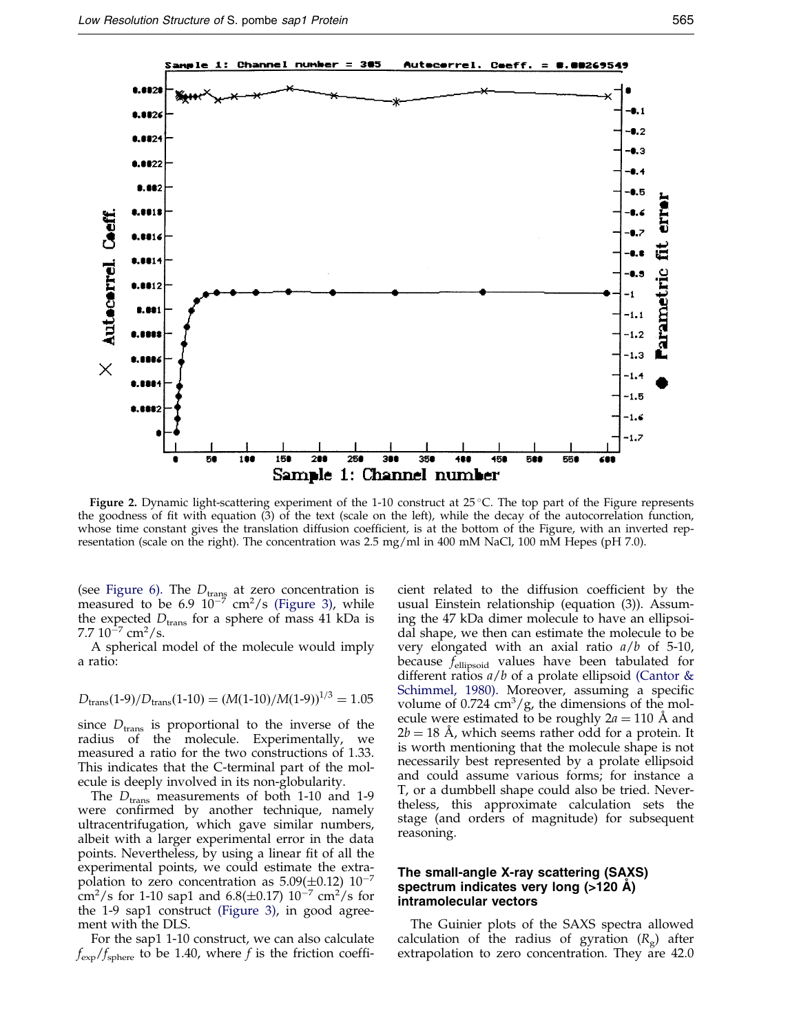**Figure 2.** Dynamic light-scattering experiment of the 1-10 construct at 25 °C. The top part of the Figure represents the goodness of fit with equation (3) of the text (scale on the left), while the decay of the autocorrelation function, whose time constant gives the translation diffusion coefficient, is at the bottom of the Figure, with an inverted representation (scale on the right). The concentration was 2.5 mg/ml in 400 mM NaCl, 100 mM Hepes (pH 7.0).

(see Figure 6). The $D_{trans}$ at zero concentration is measured to be 6.9 $10^{-7}$ $cm^2/s$ (Figure 3), while the expected $D_{trans}$ for a sphere of mass 41 kDa is 7.7 $10^{-7}$ $cm^2/s$.

A spherical model of the molecule would imply a ratio:

$$D_{trans}(1\text{-}9)/D_{trans}(1\text{-}10) = (M(1\text{-}10)/M(1\text{-}9))^{1/3} = 1.05$$

since $D_{trans}$ is proportional to the inverse of the radius of the molecule. Experimentally, we measured a ratio for the two constructions of 1.33. This indicates that the C-terminal part of the molecule is deeply involved in its non-globularity.

The $D_{trans}$ measurements of both 1-10 and 1-9 were confirmed by another technique, namely ultracentrifugation, which gave similar numbers, albeit with a larger experimental error in the data points. Nevertheless, by using a linear fit of all the experimental points, we could estimate the extrapolation to zero concentration as 5.09($\pm$0.12) $10^{-7}$ $cm^2/s$ for 1-10 sap1 and 6.8($\pm$0.17) $10^{-7}$ $cm^2/s$ for the 1-9 sap1 construct (Figure 3), in good agreement with the DLS.

For the sap1 1-10 construct, we can also calculate $f_{exp}/f_{sphere}$ to be 1.40, where $f$ is the friction coefficient related to the diffusion coefficient by the usual Einstein relationship (equation (3)). Assuming the 47 kDa dimer molecule to have an ellipsoidal shape, we then can estimate the molecule to be very elongated with an axial ratio $a/b$ of 5-10, because $f_{ellipsoid}$ values have been tabulated for different ratios $a/b$ of a prolate ellipsoid (Cantor & Schimmel, 1980). Moreover, assuming a specific volume of 0.724 $cm^3/g$, the dimensions of the molecule were estimated to be roughly $2a = 110$ Å and $2b = 18$ Å, which seems rather odd for a protein. It is worth mentioning that the molecule shape is not necessarily best represented by a prolate ellipsoid and could assume various forms; for instance a T, or a dumbbell shape could also be tried. Nevertheless, this approximate calculation sets the stage (and orders of magnitude) for subsequent reasoning.

### The small-angle X-ray scattering (SAXS) spectrum indicates very long (>120 Å) intramolecular vectors

The Guinier plots of the SAXS spectra allowed calculation of the radius of gyration ($R_g$) after extrapolation to zero concentration. They are 42.0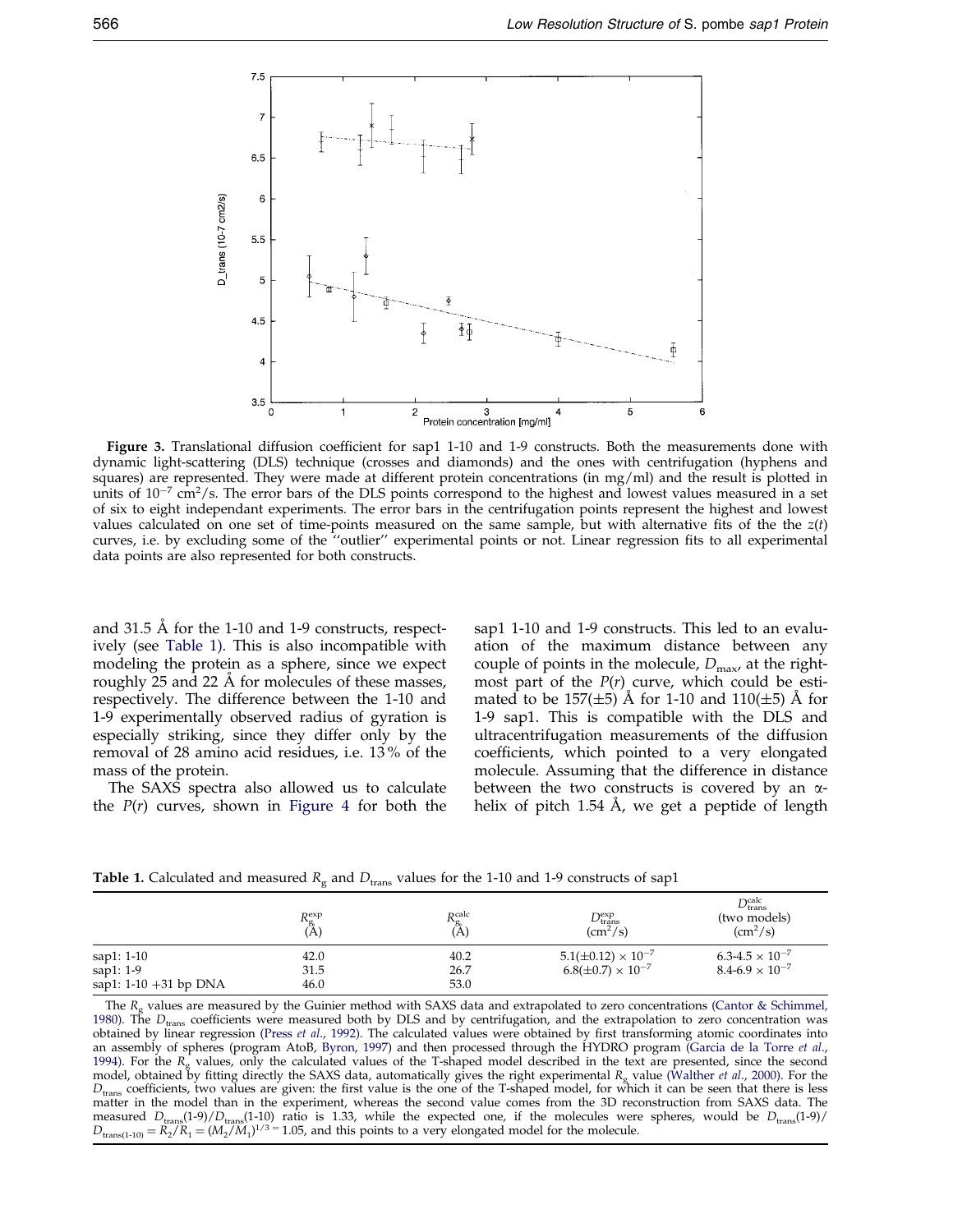**Figure 3.** Translational diffusion coefficient for sap1 1-10 and 1-9 constructs. Both the measurements done with dynamic light-scattering (DLS) technique (crosses and diamonds) and the ones with centrifugation (hyphens and squares) are represented. They were made at different protein concentrations (in mg/ml) and the result is plotted in units of $10^{-7}$ cm$^2$/s. The error bars of the DLS points correspond to the highest and lowest values measured in a set of six to eight independant experiments. The error bars in the centrifugation points represent the highest and lowest values calculated on one set of time-points measured on the same sample, but with alternative fits of the the $z(t)$ curves, i.e. by excluding some of the "outlier" experimental points or not. Linear regression fits to all experimental data points are also represented for both constructs.

and 31.5 Å for the 1-10 and 1-9 constructs, respectively (see Table 1). This is also incompatible with modeling the protein as a sphere, since we expect roughly 25 and 22 Å for molecules of these masses, respectively. The difference between the 1-10 and 1-9 experimentally observed radius of gyration is especially striking, since they differ only by the removal of 28 amino acid residues, i.e. 13% of the mass of the protein.

The SAXS spectra also allowed us to calculate the $P(r)$ curves, shown in Figure 4 for both the sap1 1-10 and 1-9 constructs. This led to an evaluation of the maximum distance between any couple of points in the molecule, $D_{max}$, at the rightmost part of the $P(r)$ curve, which could be estimated to be 157(±5) Å for 1-10 and 110(±5) Å for 1-9 sap1. This is compatible with the DLS and ultracentrifugation measurements of the diffusion coefficients, which pointed to a very elongated molecule. Assuming that the difference in distance between the two constructs is covered by an α-helix of pitch 1.54 Å, we get a peptide of length

**Table 1.** Calculated and measured $R_g$ and $D_{trans}$ values for the 1-10 and 1-9 constructs of sap1

| | $R_g^{exp}$ (Å) | $R_g^{calc}$ (Å) | $D_{trans}^{exp}$ (cm$^2$/s) | $D_{trans}^{calc}$ (two models) (cm$^2$/s) |
|---|---|---|---|---|
| sap1: 1-10 | 42.0 | 40.2 | $5.1(\pm 0.12) \times 10^{-7}$ | $6.3\text{-}4.5 \times 10^{-7}$ |
| sap1: 1-9 | 31.5 | 26.7 | $6.8(\pm 0.7) \times 10^{-7}$ | $8.4\text{-}6.9 \times 10^{-7}$ |
| sap1: 1-10 +31 bp DNA | 46.0 | 53.0 | | |

The $R_g$ values are measured by the Guinier method with SAXS data and extrapolated to zero concentrations (Cantor & Schimmel, 1980). The $D_{trans}$ coefficients were measured both by DLS and by centrifugation, and the extrapolation to zero concentration was obtained by linear regression (Press *et al.*, 1992). The calculated values were obtained by first transforming atomic coordinates into an assembly of spheres (program AtoB, Byron, 1997) and then processed through the HYDRO program (Garcia de la Torre *et al.*, 1994). For the $R_g$ values, only the calculated values of the T-shaped model described in the text are presented, since the second model, obtained by fitting directly the SAXS data, automatically gives the right experimental $R_g$ value (Walther *et al.*, 2000). For the $D_{trans}$ coefficients, two values are given: the first value is the one of the T-shaped model, for which it can be seen that there is less matter in the model than in the experiment, whereas the second value comes from the 3D reconstruction from SAXS data. The measured $D_{trans}(1\text{-}9)/D_{trans}(1\text{-}10)$ ratio is 1.33, while the expected one, if the molecules were spheres, would be $D_{trans}(1\text{-}9)/D_{trans(1\text{-}10)} = R_2/R_1 = (M_2/M_1)^{1/3} = 1.05$, and this points to a very elongated model for the molecule.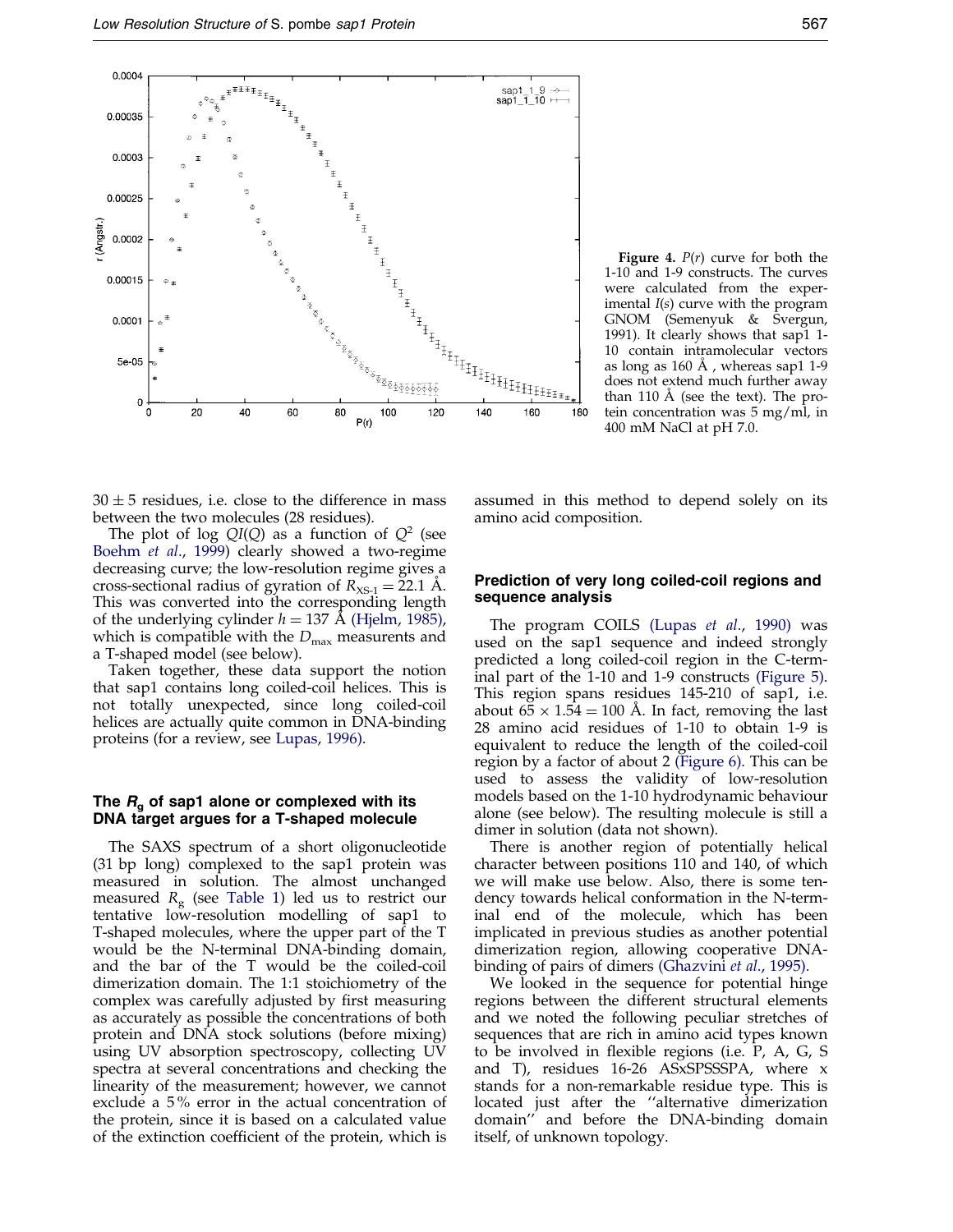**Figure 4.** $P(r)$ curve for both the 1-10 and 1-9 constructs. The curves were calculated from the experimental $I(s)$ curve with the program GNOM (Semenyuk & Svergun, 1991). It clearly shows that sap1 1-10 contain intramolecular vectors as long as 160 Å, whereas sap1 1-9 does not extend much further away than 110 Å (see the text). The protein concentration was 5 mg/ml, in 400 mM NaCl at pH 7.0.

$30 \pm 5$ residues, i.e. close to the difference in mass between the two molecules (28 residues).

The plot of log $QI(Q)$ as a function of $Q^2$ (see Boehm *et al.*, 1999) clearly showed a two-regime decreasing curve; the low-resolution regime gives a cross-sectional radius of gyration of $R_{XS\text{-}1} = 22.1$ Å. This was converted into the corresponding length of the underlying cylinder $h = 137$ Å (Hjelm, 1985), which is compatible with the $D_{max}$ measurents and a T-shaped model (see below).

Taken together, these data support the notion that sap1 contains long coiled-coil helices. This is not totally unexpected, since long coiled-coil helices are actually quite common in DNA-binding proteins (for a review, see Lupas, 1996).

## The $R_g$ of sap1 alone or complexed with its DNA target argues for a T-shaped molecule

The SAXS spectrum of a short oligonucleotide (31 bp long) complexed to the sap1 protein was measured in solution. The almost unchanged measured $R_g$ (see Table 1) led us to restrict our tentative low-resolution modelling of sap1 to T-shaped molecules, where the upper part of the T would be the N-terminal DNA-binding domain, and the bar of the T would be the coiled-coil dimerization domain. The 1:1 stoichiometry of the complex was carefully adjusted by first measuring as accurately as possible the concentrations of both protein and DNA stock solutions (before mixing) using UV absorption spectroscopy, collecting UV spectra at several concentrations and checking the linearity of the measurement; however, we cannot exclude a 5% error in the actual concentration of the protein, since it is based on a calculated value of the extinction coefficient of the protein, which is assumed in this method to depend solely on its amino acid composition.

## Prediction of very long coiled-coil regions and sequence analysis

The program COILS (Lupas *et al.*, 1990) was used on the sap1 sequence and indeed strongly predicted a long coiled-coil region in the C-terminal part of the 1-10 and 1-9 constructs (Figure 5). This region spans residues 145-210 of sap1, i.e. about $65 \times 1.54 = 100$ Å. In fact, removing the last 28 amino acid residues of 1-10 to obtain 1-9 is equivalent to reduce the length of the coiled-coil region by a factor of about 2 (Figure 6). This can be used to assess the validity of low-resolution models based on the 1-10 hydrodynamic behaviour alone (see below). The resulting molecule is still a dimer in solution (data not shown).

There is another region of potentially helical character between positions 110 and 140, of which we will make use below. Also, there is some tendency towards helical conformation in the N-terminal end of the molecule, which has been implicated in previous studies as another potential dimerization region, allowing cooperative DNA-binding of pairs of dimers (Ghazvini *et al.*, 1995).

We looked in the sequence for potential hinge regions between the different structural elements and we noted the following peculiar stretches of sequences that are rich in amino acid types known to be involved in flexible regions (i.e. P, A, G, S and T), residues 16-26 ASxSPSSSPA, where x stands for a non-remarkable residue type. This is located just after the "alternative dimerization domain" and before the DNA-binding domain itself, of unknown topology.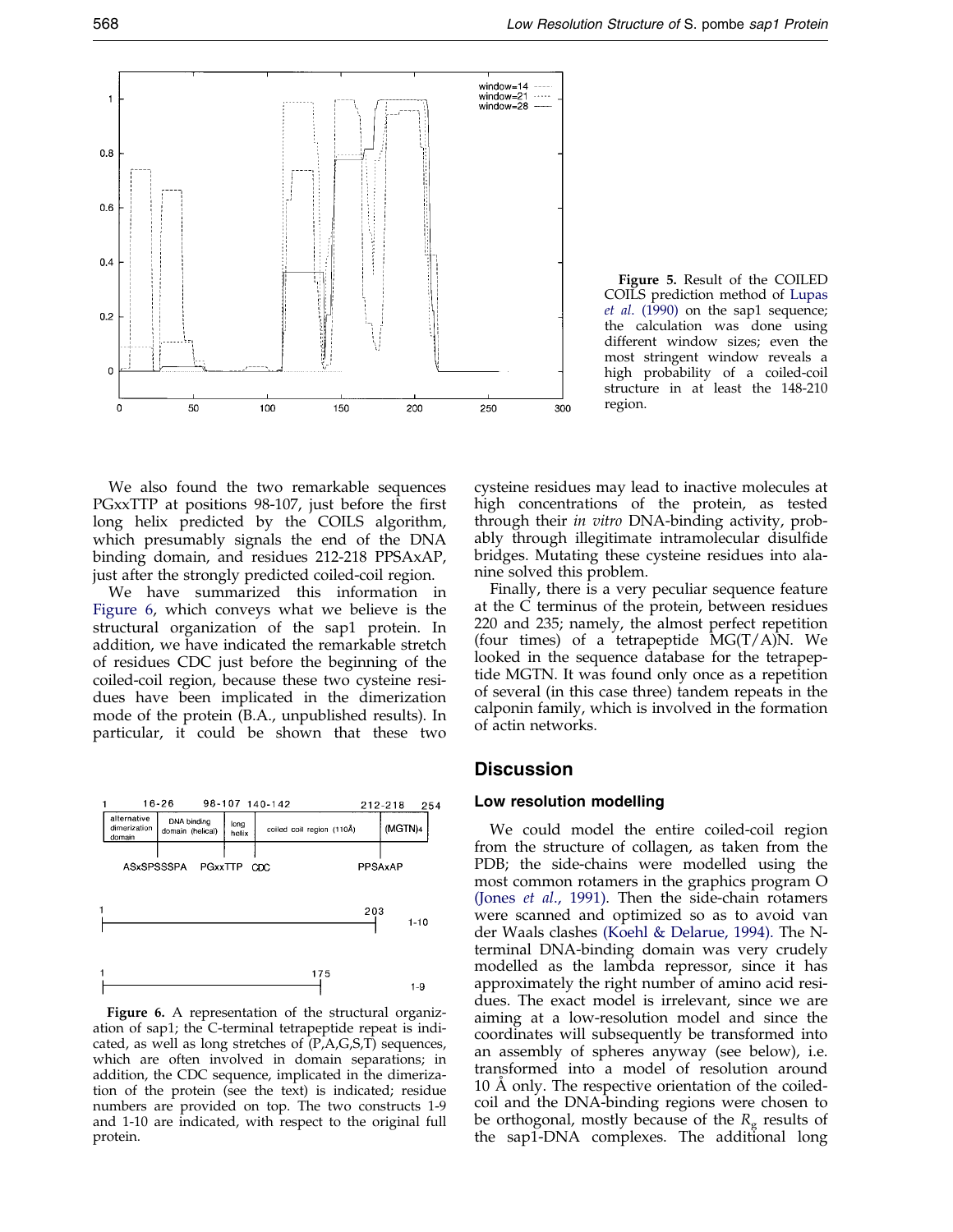Figure 5. Result of the COILED COILS prediction method of Lupas et al. (1990) on the sap1 sequence; the calculation was done using different window sizes; even the most stringent window reveals a high probability of a coiled-coil structure in at least the 148-210 region.

We also found the two remarkable sequences PGxxTTP at positions 98-107, just before the first long helix predicted by the COILS algorithm, which presumably signals the end of the DNA binding domain, and residues 212-218 PPSAxAP, just after the strongly predicted coiled-coil region.

We have summarized this information in Figure 6, which conveys what we believe is the structural organization of the sap1 protein. In addition, we have indicated the remarkable stretch of residues CDC just before the beginning of the coiled-coil region, because these two cysteine residues have been implicated in the dimerization mode of the protein (B.A., unpublished results). In particular, it could be shown that these two cysteine residues may lead to inactive molecules at high concentrations of the protein, as tested through their *in vitro* DNA-binding activity, probably through illegitimate intramolecular disulfide bridges. Mutating these cysteine residues into alanine solved this problem.

Finally, there is a very peculiar sequence feature at the C terminus of the protein, between residues 220 and 235; namely, the almost perfect repetition (four times) of a tetrapeptide MG(T/A)N. We looked in the sequence database for the tetrapeptide MGTN. It was found only once as a repetition of several (in this case three) tandem repeats in the calponin family, which is involved in the formation of actin networks.

Figure 6. A representation of the structural organization of sap1; the C-terminal tetrapeptide repeat is indicated, as well as long stretches of (P,A,G,S,T) sequences, which are often involved in domain separations; in addition, the CDC sequence, implicated in the dimerization of the protein (see the text) is indicated; residue numbers are provided on top. The two constructs 1-9 and 1-10 are indicated, with respect to the original full protein.

## Discussion

### Low resolution modelling

We could model the entire coiled-coil region from the structure of collagen, as taken from the PDB; the side-chains were modelled using the most common rotamers in the graphics program O (Jones et al., 1991). Then the side-chain rotamers were scanned and optimized so as to avoid van der Waals clashes (Koehl & Delarue, 1994). The N-terminal DNA-binding domain was very crudely modelled as the lambda repressor, since it has approximately the right number of amino acid residues. The exact model is irrelevant, since we are aiming at a low-resolution model and since the coordinates will subsequently be transformed into an assembly of spheres anyway (see below), i.e. transformed into a model of resolution around 10 Å only. The respective orientation of the coiled-coil and the DNA-binding regions were chosen to be orthogonal, mostly because of the $R_g$ results of the sap1-DNA complexes. The additional long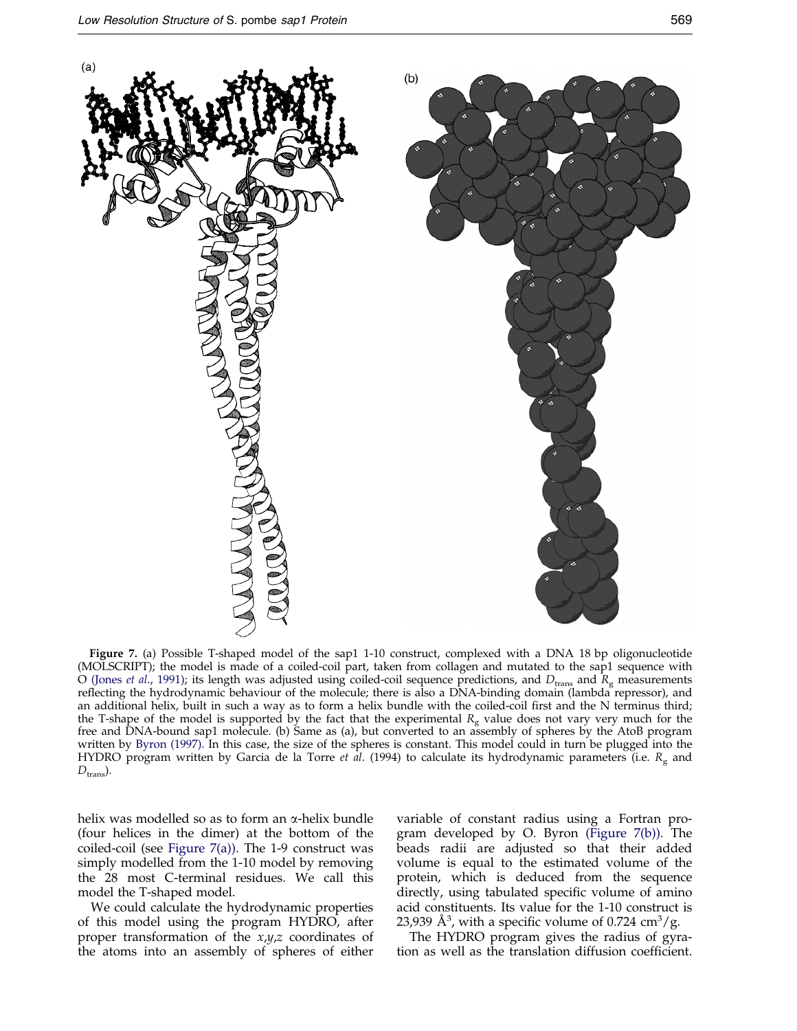**Figure 7.** (a) Possible T-shaped model of the sap1 1-10 construct, complexed with a DNA 18 bp oligonucleotide (MOLSCRIPT); the model is made of a coiled-coil part, taken from collagen and mutated to the sap1 sequence with O (Jones *et al.*, 1991); its length was adjusted using coiled-coil sequence predictions, and $D_{trans}$ and $R_g$ measurements reflecting the hydrodynamic behaviour of the molecule; there is also a DNA-binding domain (lambda repressor), and an additional helix, built in such a way as to form a helix bundle with the coiled-coil first and the N terminus third; the T-shape of the model is supported by the fact that the experimental $R_g$ value does not vary very much for the free and DNA-bound sap1 molecule. (b) Same as (a), but converted to an assembly of spheres by the AtoB program written by Byron (1997). In this case, the size of the spheres is constant. This model could in turn be plugged into the HYDRO program written by Garcia de la Torre *et al.* (1994) to calculate its hydrodynamic parameters (i.e. $R_g$ and $D_{trans}$).

helix was modelled so as to form an α-helix bundle (four helices in the dimer) at the bottom of the coiled-coil (see Figure 7(a)). The 1-9 construct was simply modelled from the 1-10 model by removing the 28 most C-terminal residues. We call this model the T-shaped model.

We could calculate the hydrodynamic properties of this model using the program HYDRO, after proper transformation of the $x,y,z$ coordinates of the atoms into an assembly of spheres of either variable of constant radius using a Fortran program developed by O. Byron (Figure 7(b)). The beads radii are adjusted so that their added volume is equal to the estimated volume of the protein, which is deduced from the sequence directly, using tabulated specific volume of amino acid constituents. Its value for the 1-10 construct is 23,939 $Å^3$, with a specific volume of 0.724 $cm^3/g$.

The HYDRO program gives the radius of gyration as well as the translation diffusion coefficient.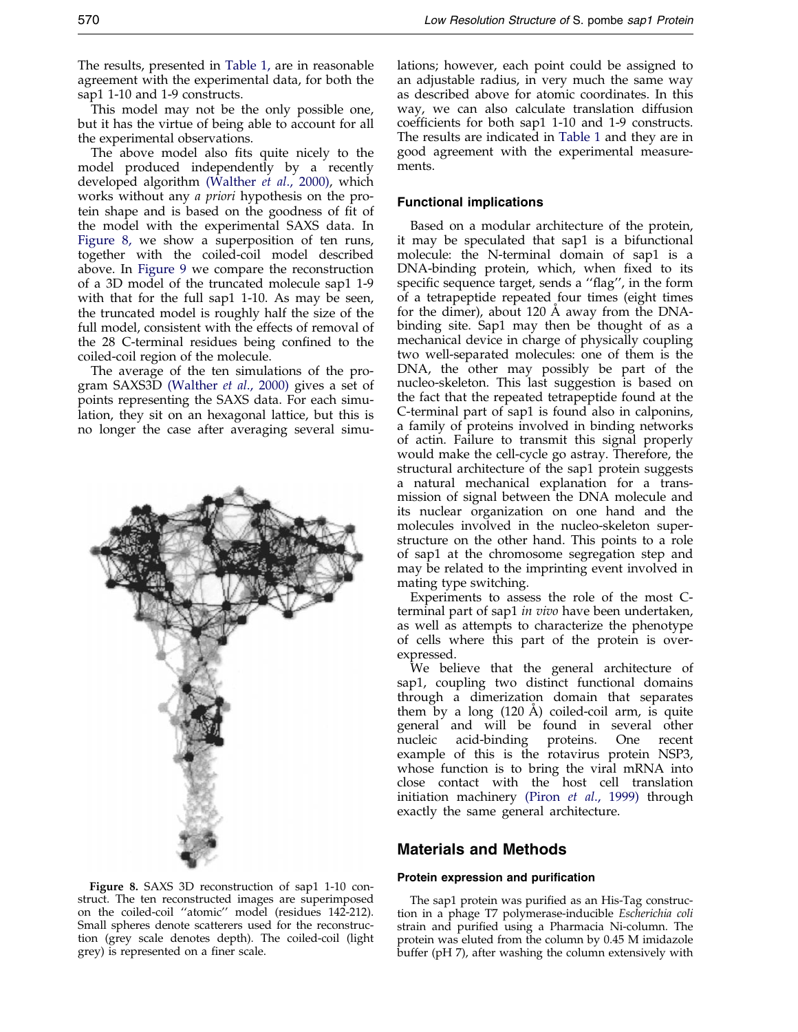The results, presented in Table 1, are in reasonable agreement with the experimental data, for both the sap1 1-10 and 1-9 constructs.

This model may not be the only possible one, but it has the virtue of being able to account for all the experimental observations.

The above model also fits quite nicely to the model produced independently by a recently developed algorithm (Walther *et al*., 2000), which works without any *a priori* hypothesis on the protein shape and is based on the goodness of fit of the model with the experimental SAXS data. In Figure 8, we show a superposition of ten runs, together with the coiled-coil model described above. In Figure 9 we compare the reconstruction of a 3D model of the truncated molecule sap1 1-9 with that for the full sap1 1-10. As may be seen, the truncated model is roughly half the size of the full model, consistent with the effects of removal of the 28 C-terminal residues being confined to the coiled-coil region of the molecule.

The average of the ten simulations of the program SAXS3D (Walther *et al*., 2000) gives a set of points representing the SAXS data. For each simulation, they sit on an hexagonal lattice, but this is no longer the case after averaging several simulations; however, each point could be assigned to an adjustable radius, in very much the same way as described above for atomic coordinates. In this way, we can also calculate translation diffusion coefficients for both sap1 1-10 and 1-9 constructs. The results are indicated in Table 1 and they are in good agreement with the experimental measurements.

**Figure 8.** SAXS 3D reconstruction of sap1 1-10 construct. The ten reconstructed images are superimposed on the coiled-coil "atomic" model (residues 142-212). Small spheres denote scatterers used for the reconstruction (grey scale denotes depth). The coiled-coil (light grey) is represented on a finer scale.

### Functional implications

Based on a modular architecture of the protein, it may be speculated that sap1 is a bifunctional molecule: the N-terminal domain of sap1 is a DNA-binding protein, which, when fixed to its specific sequence target, sends a "flag", in the form of a tetrapeptide repeated four times (eight times for the dimer), about 120 Å away from the DNA-binding site. Sap1 may then be thought of as a mechanical device in charge of physically coupling two well-separated molecules: one of them is the DNA, the other may possibly be part of the nucleo-skeleton. This last suggestion is based on the fact that the repeated tetrapeptide found at the C-terminal part of sap1 is found also in calponins, a family of proteins involved in binding networks of actin. Failure to transmit this signal properly would make the cell-cycle go astray. Therefore, the structural architecture of the sap1 protein suggests a natural mechanical explanation for a transmission of signal between the DNA molecule and its nuclear organization on one hand and the molecules involved in the nucleo-skeleton superstructure on the other hand. This points to a role of sap1 at the chromosome segregation step and may be related to the imprinting event involved in mating type switching.

Experiments to assess the role of the most C-terminal part of sap1 *in vivo* have been undertaken, as well as attempts to characterize the phenotype of cells where this part of the protein is overexpressed.

We believe that the general architecture of sap1, coupling two distinct functional domains through a dimerization domain that separates them by a long (120 Å) coiled-coil arm, is quite general and will be found in several other nucleic acid-binding proteins. One recent example of this is the rotavirus protein NSP3, whose function is to bring the viral mRNA into close contact with the host cell translation initiation machinery (Piron *et al*., 1999) through exactly the same general architecture.

## Materials and Methods

### Protein expression and purification

The sap1 protein was purified as an His-Tag construction in a phage T7 polymerase-inducible *Escherichia coli* strain and purified using a Pharmacia Ni-column. The protein was eluted from the column by 0.45 M imidazole buffer (pH 7), after washing the column extensively with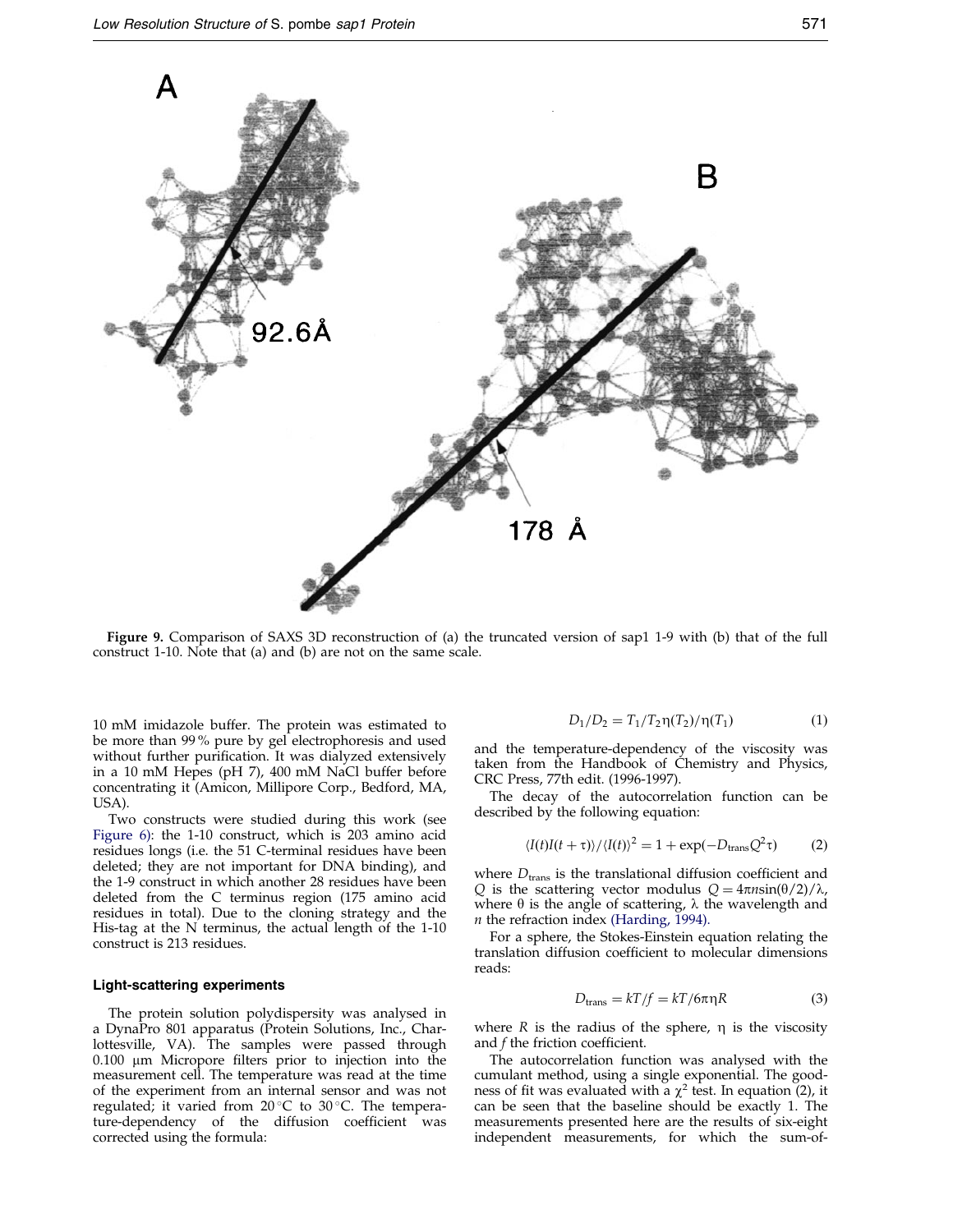Figure 9. Comparison of SAXS 3D reconstruction of (a) the truncated version of sap1 1-9 with (b) that of the full construct 1-10. Note that (a) and (b) are not on the same scale.

10 mM imidazole buffer. The protein was estimated to be more than 99 % pure by gel electrophoresis and used without further purification. It was dialyzed extensively in a 10 mM Hepes (pH 7), 400 mM NaCl buffer before concentrating it (Amicon, Millipore Corp., Bedford, MA, USA).

Two constructs were studied during this work (see Figure 6): the 1-10 construct, which is 203 amino acid residues longs (i.e. the 51 C-terminal residues have been deleted; they are not important for DNA binding), and the 1-9 construct in which another 28 residues have been deleted from the C terminus region (175 amino acid residues in total). Due to the cloning strategy and the His-tag at the N terminus, the actual length of the 1-10 construct is 213 residues.

### Light-scattering experiments

The protein solution polydispersity was analysed in a DynaPro 801 apparatus (Protein Solutions, Inc., Charlottesville, VA). The samples were passed through 0.100 μm Micropore filters prior to injection into the measurement cell. The temperature was read at the time of the experiment from an internal sensor and was not regulated; it varied from 20 °C to 30 °C. The temperature-dependency of the diffusion coefficient was corrected using the formula:

$$D_1/D_2 = T_1/T_2\eta(T_2)/\eta(T_1) \quad (1)$$

and the temperature-dependency of the viscosity was taken from the Handbook of Chemistry and Physics, CRC Press, 77th edit. (1996-1997).

The decay of the autocorrelation function can be described by the following equation:

$$\langle I(t)I(t+\tau)\rangle/\langle I(t)\rangle^2 = 1 + \exp(-D_{\text{trans}}Q^2\tau) \quad (2)$$

where $D_{\text{trans}}$ is the translational diffusion coefficient and $Q$ is the scattering vector modulus $Q = 4\pi n \sin(\theta/2)/\lambda$, where $\theta$ is the angle of scattering, $\lambda$ the wavelength and $n$ the refraction index (Harding, 1994).

For a sphere, the Stokes-Einstein equation relating the translation diffusion coefficient to molecular dimensions reads:

$$D_{\text{trans}} = kT/f = kT/6\pi\eta R \quad (3)$$

where $R$ is the radius of the sphere, $\eta$ is the viscosity and $f$ the friction coefficient.

The autocorrelation function was analysed with the cumulant method, using a single exponential. The goodness of fit was evaluated with a $\chi^2$ test. In equation (2), it can be seen that the baseline should be exactly 1. The measurements presented here are the results of six-eight independent measurements, for which the sum-of-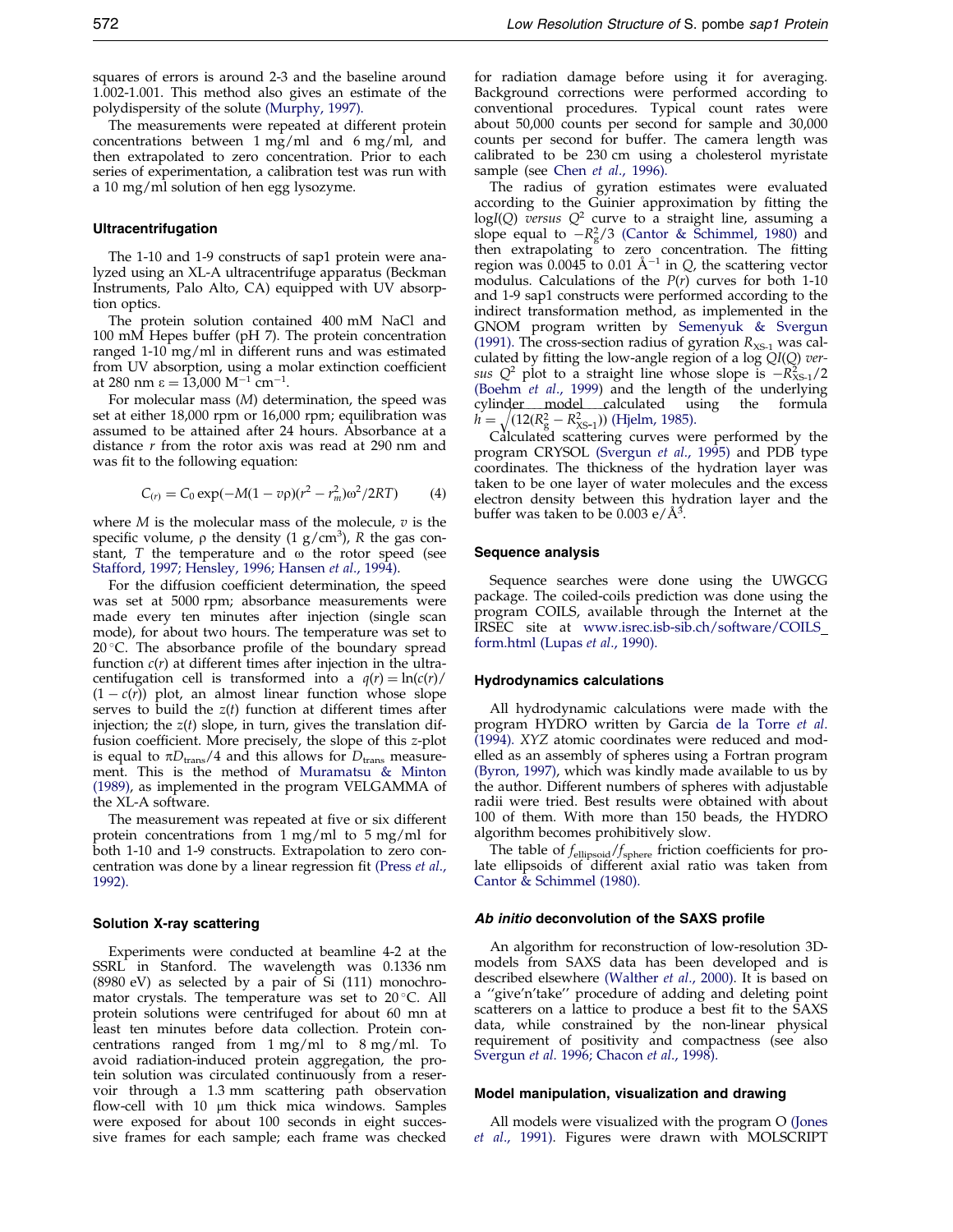squares of errors is around 2-3 and the baseline around 1.002-1.001. This method also gives an estimate of the polydispersity of the solute (Murphy, 1997).

The measurements were repeated at different protein concentrations between 1 mg/ml and 6 mg/ml, and then extrapolated to zero concentration. Prior to each series of experimentation, a calibration test was run with a 10 mg/ml solution of hen egg lysozyme.

### Ultracentrifugation

The 1-10 and 1-9 constructs of sap1 protein were analyzed using an XL-A ultracentrifuge apparatus (Beckman Instruments, Palo Alto, CA) equipped with UV absorption optics.

The protein solution contained 400 mM NaCl and 100 mM Hepes buffer (pH 7). The protein concentration ranged 1-10 mg/ml in different runs and was estimated from UV absorption, using a molar extinction coefficient at 280 nm $\varepsilon = 13{,}000\ \mathrm{M^{-1}\ cm^{-1}}$.

For molecular mass ($M$) determination, the speed was set at either 18,000 rpm or 16,000 rpm; equilibration was assumed to be attained after 24 hours. Absorbance at a distance $r$ from the rotor axis was read at 290 nm and was fit to the following equation:

$$C_{(r)} = C_0 \exp(-M(1 - v\rho)(r^2 - r_m^2)\omega^2/2RT) \qquad (4)$$

where $M$ is the molecular mass of the molecule, $v$ is the specific volume, $\rho$ the density (1 g/cm$^3$), $R$ the gas constant, $T$ the temperature and $\omega$ the rotor speed (see Stafford, 1997; Hensley, 1996; Hansen *et al*., 1994).

For the diffusion coefficient determination, the speed was set at 5000 rpm; absorbance measurements were made every ten minutes after injection (single scan mode), for about two hours. The temperature was set to 20 °C. The absorbance profile of the boundary spread function $c(r)$ at different times after injection in the ultracentifugation cell is transformed into a $q(r) = \ln(c(r)/(1 - c(r))$ plot, an almost linear function whose slope serves to build the $z(t)$ function at different times after injection; the $z(t)$ slope, in turn, gives the translation diffusion coefficient. More precisely, the slope of this $z$-plot is equal to $\pi D_{\mathrm{trans}}/4$ and this allows for $D_{\mathrm{trans}}$ measurement. This is the method of Muramatsu & Minton (1989), as implemented in the program VELGAMMA of the XL-A software.

The measurement was repeated at five or six different protein concentrations from 1 mg/ml to 5 mg/ml for both 1-10 and 1-9 constructs. Extrapolation to zero concentration was done by a linear regression fit (Press *et al*., 1992).

### Solution X-ray scattering

Experiments were conducted at beamline 4-2 at the SSRL in Stanford. The wavelength was 0.1336 nm (8980 eV) as selected by a pair of Si (111) monochromator crystals. The temperature was set to 20 °C. All protein solutions were centrifuged for about 60 mn at least ten minutes before data collection. Protein concentrations ranged from 1 mg/ml to 8 mg/ml. To avoid radiation-induced protein aggregation, the protein solution was circulated continuously from a reservoir through a 1.3 mm scattering path observation flow-cell with 10 μm thick mica windows. Samples were exposed for about 100 seconds in eight successive frames for each sample; each frame was checked for radiation damage before using it for averaging. Background corrections were performed according to conventional procedures. Typical count rates were about 50,000 counts per second for sample and 30,000 counts per second for buffer. The camera length was calibrated to be 230 cm using a cholesterol myristate sample (see Chen *et al*., 1996).

The radius of gyration estimates were evaluated according to the Guinier approximation by fitting the $\log I(Q)$ *versus* $Q^2$ curve to a straight line, assuming a slope equal to $-R_g^2/3$ (Cantor & Schimmel, 1980) and then extrapolating to zero concentration. The fitting region was 0.0045 to 0.01 Å$^{-1}$ in $Q$, the scattering vector modulus. Calculations of the $P(r)$ curves for both 1-10 and 1-9 sap1 constructs were performed according to the indirect transformation method, as implemented in the GNOM program written by Semenyuk & Svergun (1991). The cross-section radius of gyration $R_{\mathrm{XS\text{-}1}}$ was calculated by fitting the low-angle region of a $\log QI(Q)$ *versus* $Q^2$ plot to a straight line whose slope is $-R_{\mathrm{XS\text{-}1}}^2/2$ (Boehm *et al*., 1999) and the length of the underlying cylinder model calculated using the formula $h = \sqrt{(12(R_g^2 - R_{\mathrm{XS\text{-}1}}^2))}$ (Hjelm, 1985).

Calculated scattering curves were performed by the program CRYSOL (Svergun *et al*., 1995) and PDB type coordinates. The thickness of the hydration layer was taken to be one layer of water molecules and the excess electron density between this hydration layer and the buffer was taken to be 0.003 e/Å$^3$.

### Sequence analysis

Sequence searches were done using the UWGCG package. The coiled-coils prediction was done using the program COILS, available through the Internet at the IRSEC site at www.isrec.isb-sib.ch/software/COILS_form.html (Lupas *et al*., 1990).

### Hydrodynamics calculations

All hydrodynamic calculations were made with the program HYDRO written by Garcia de la Torre *et al*. (1994). *XYZ* atomic coordinates were reduced and modelled as an assembly of spheres using a Fortran program (Byron, 1997), which was kindly made available to us by the author. Different numbers of spheres with adjustable radii were tried. Best results were obtained with about 100 of them. With more than 150 beads, the HYDRO algorithm becomes prohibitively slow.

The table of $f_{\mathrm{ellipsoid}}/f_{\mathrm{sphere}}$ friction coefficients for prolate ellipsoids of different axial ratio was taken from Cantor & Schimmel (1980).

### *Ab initio* deconvolution of the SAXS profile

An algorithm for reconstruction of low-resolution 3D-models from SAXS data has been developed and is described elsewhere (Walther *et al*., 2000). It is based on a "give'n'take" procedure of adding and deleting point scatterers on a lattice to produce a best fit to the SAXS data, while constrained by the non-linear physical requirement of positivity and compactness (see also Svergun *et al*. 1996; Chacon *et al*., 1998).

### Model manipulation, visualization and drawing

All models were visualized with the program O (Jones *et al*., 1991). Figures were drawn with MOLSCRIPT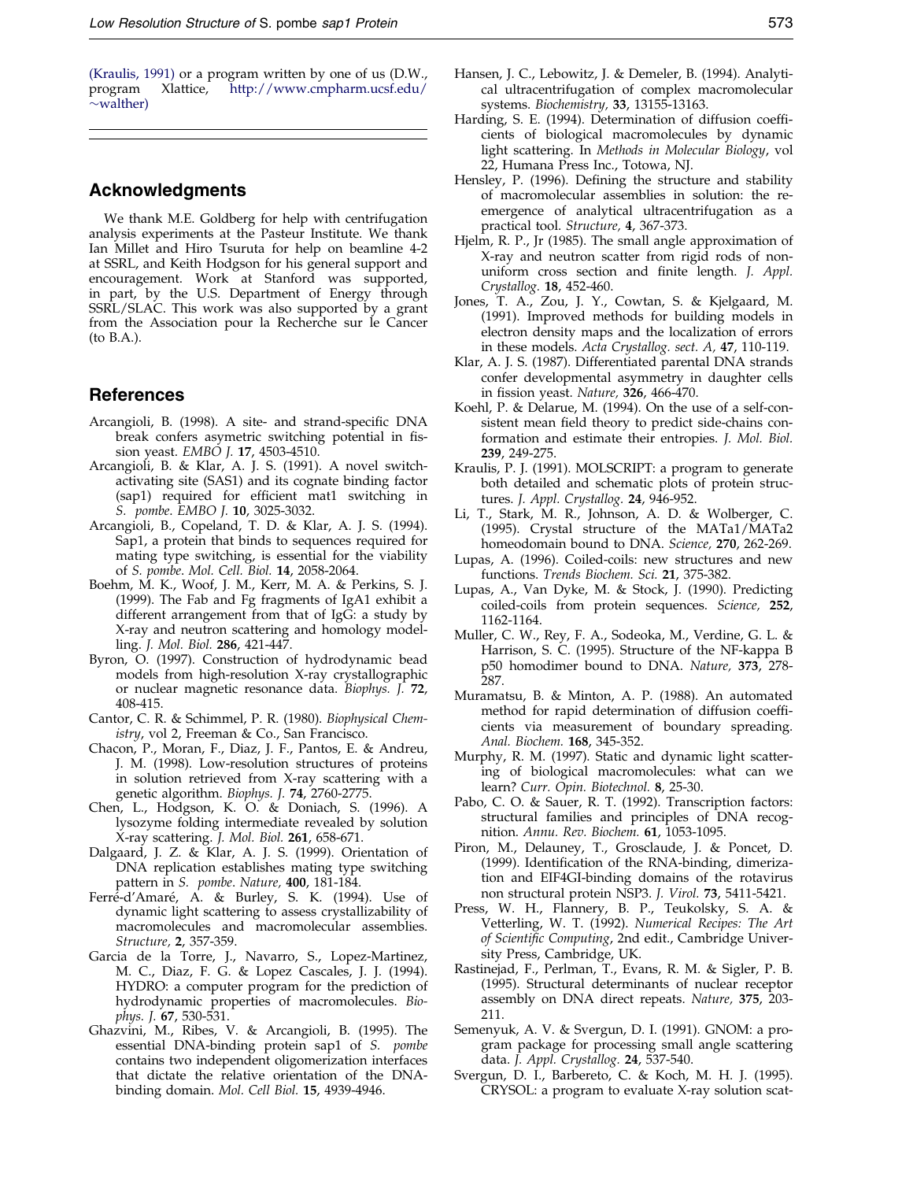(Kraulis, 1991) or a program written by one of us (D.W., program Xlattice, http://www.cmpharm.ucsf.edu/~walther)

## Acknowledgments

We thank M.E. Goldberg for help with centrifugation analysis experiments at the Pasteur Institute. We thank Ian Millet and Hiro Tsuruta for help on beamline 4-2 at SSRL, and Keith Hodgson for his general support and encouragement. Work at Stanford was supported, in part, by the U.S. Department of Energy through SSRL/SLAC. This work was also supported by a grant from the Association pour la Recherche sur le Cancer (to B.A.).

## References

Arcangioli, B. (1998). A site- and strand-specific DNA break confers asymetric switching potential in fission yeast. *EMBO J.* **17**, 4503-4510.

Arcangioli, B. & Klar, A. J. S. (1991). A novel switch-activating site (SAS1) and its cognate binding factor (sap1) required for efficient mat1 switching in *S. pombe*. *EMBO J.* **10**, 3025-3032.

Arcangioli, B., Copeland, T. D. & Klar, A. J. S. (1994). Sap1, a protein that binds to sequences required for mating type switching, is essential for the viability of *S. pombe*. *Mol. Cell. Biol.* **14**, 2058-2064.

Boehm, M. K., Woof, J. M., Kerr, M. A. & Perkins, S. J. (1999). The Fab and Fg fragments of IgA1 exhibit a different arrangement from that of IgG: a study by X-ray and neutron scattering and homology modelling. *J. Mol. Biol.* **286**, 421-447.

Byron, O. (1997). Construction of hydrodynamic bead models from high-resolution X-ray crystallographic or nuclear magnetic resonance data. *Biophys. J.* **72**, 408-415.

Cantor, C. R. & Schimmel, P. R. (1980). *Biophysical Chemistry*, vol 2, Freeman & Co., San Francisco.

Chacon, P., Moran, F., Diaz, J. F., Pantos, E. & Andreu, J. M. (1998). Low-resolution structures of proteins in solution retrieved from X-ray scattering with a genetic algorithm. *Biophys. J.* **74**, 2760-2775.

Chen, L., Hodgson, K. O. & Doniach, S. (1996). A lysozyme folding intermediate revealed by solution X-ray scattering. *J. Mol. Biol.* **261**, 658-671.

Dalgaard, J. Z. & Klar, A. J. S. (1999). Orientation of DNA replication establishes mating type switching pattern in *S. pombe*. *Nature,* **400**, 181-184.

Ferré-d'Amaré, A. & Burley, S. K. (1994). Use of dynamic light scattering to assess crystallizability of macromolecules and macromolecular assemblies. *Structure,* **2**, 357-359.

Garcia de la Torre, J., Navarro, S., Lopez-Martinez, M. C., Diaz, F. G. & Lopez Cascales, J. J. (1994). HYDRO: a computer program for the prediction of hydrodynamic properties of macromolecules. *Biophys. J.* **67**, 530-531.

Ghazvini, M., Ribes, V. & Arcangioli, B. (1995). The essential DNA-binding protein sap1 of *S. pombe* contains two independent oligomerization interfaces that dictate the relative orientation of the DNA-binding domain. *Mol. Cell Biol.* **15**, 4939-4946.

Hansen, J. C., Lebowitz, J. & Demeler, B. (1994). Analytical ultracentrifugation of complex macromolecular systems. *Biochemistry,* **33**, 13155-13163.

Harding, S. E. (1994). Determination of diffusion coefficients of biological macromolecules by dynamic light scattering. In *Methods in Molecular Biology*, vol 22, Humana Press Inc., Totowa, NJ.

Hensley, P. (1996). Defining the structure and stability of macromolecular assemblies in solution: the re-emergence of analytical ultracentrifugation as a practical tool. *Structure,* **4**, 367-373.

Hjelm, R. P., Jr (1985). The small angle approximation of X-ray and neutron scatter from rigid rods of non-uniform cross section and finite length. *J. Appl. Crystallog.* **18**, 452-460.

Jones, T. A., Zou, J. Y., Cowtan, S. & Kjelgaard, M. (1991). Improved methods for building models in electron density maps and the localization of errors in these models. *Acta Crystallog. sect. A,* **47**, 110-119.

Klar, A. J. S. (1987). Differentiated parental DNA strands confer developmental asymmetry in daughter cells in fission yeast. *Nature,* **326**, 466-470.

Koehl, P. & Delarue, M. (1994). On the use of a self-consistent mean field theory to predict side-chains conformation and estimate their entropies. *J. Mol. Biol.* **239**, 249-275.

Kraulis, P. J. (1991). MOLSCRIPT: a program to generate both detailed and schematic plots of protein structures. *J. Appl. Crystallog.* **24**, 946-952.

Li, T., Stark, M. R., Johnson, A. D. & Wolberger, C. (1995). Crystal structure of the MATa1/MATa2 homeodomain bound to DNA. *Science,* **270**, 262-269.

Lupas, A. (1996). Coiled-coils: new structures and new functions. *Trends Biochem. Sci.* **21**, 375-382.

Lupas, A., Van Dyke, M. & Stock, J. (1990). Predicting coiled-coils from protein sequences. *Science,* **252**, 1162-1164.

Muller, C. W., Rey, F. A., Sodeoka, M., Verdine, G. L. & Harrison, S. C. (1995). Structure of the NF-kappa B p50 homodimer bound to DNA. *Nature,* **373**, 278-287.

Muramatsu, B. & Minton, A. P. (1988). An automated method for rapid determination of diffusion coefficients via measurement of boundary spreading. *Anal. Biochem.* **168**, 345-352.

Murphy, R. M. (1997). Static and dynamic light scattering of biological macromolecules: what can we learn? *Curr. Opin. Biotechnol.* **8**, 25-30.

Pabo, C. O. & Sauer, R. T. (1992). Transcription factors: structural families and principles of DNA recognition. *Annu. Rev. Biochem.* **61**, 1053-1095.

Piron, M., Delauney, T., Grosclaude, J. & Poncet, D. (1999). Identification of the RNA-binding, dimerization and EIF4GI-binding domains of the rotavirus non structural protein NSP3. *J. Virol.* **73**, 5411-5421.

Press, W. H., Flannery, B. P., Teukolsky, S. A. & Vetterling, W. T. (1992). *Numerical Recipes: The Art of Scientific Computing*, 2nd edit., Cambridge University Press, Cambridge, UK.

Rastinejad, F., Perlman, T., Evans, R. M. & Sigler, P. B. (1995). Structural determinants of nuclear receptor assembly on DNA direct repeats. *Nature,* **375**, 203-211.

Semenyuk, A. V. & Svergun, D. I. (1991). GNOM: a program package for processing small angle scattering data. *J. Appl. Crystallog.* **24**, 537-540.

Svergun, D. I., Barbereto, C. & Koch, M. H. J. (1995). CRYSOL: a program to evaluate X-ray solution scat-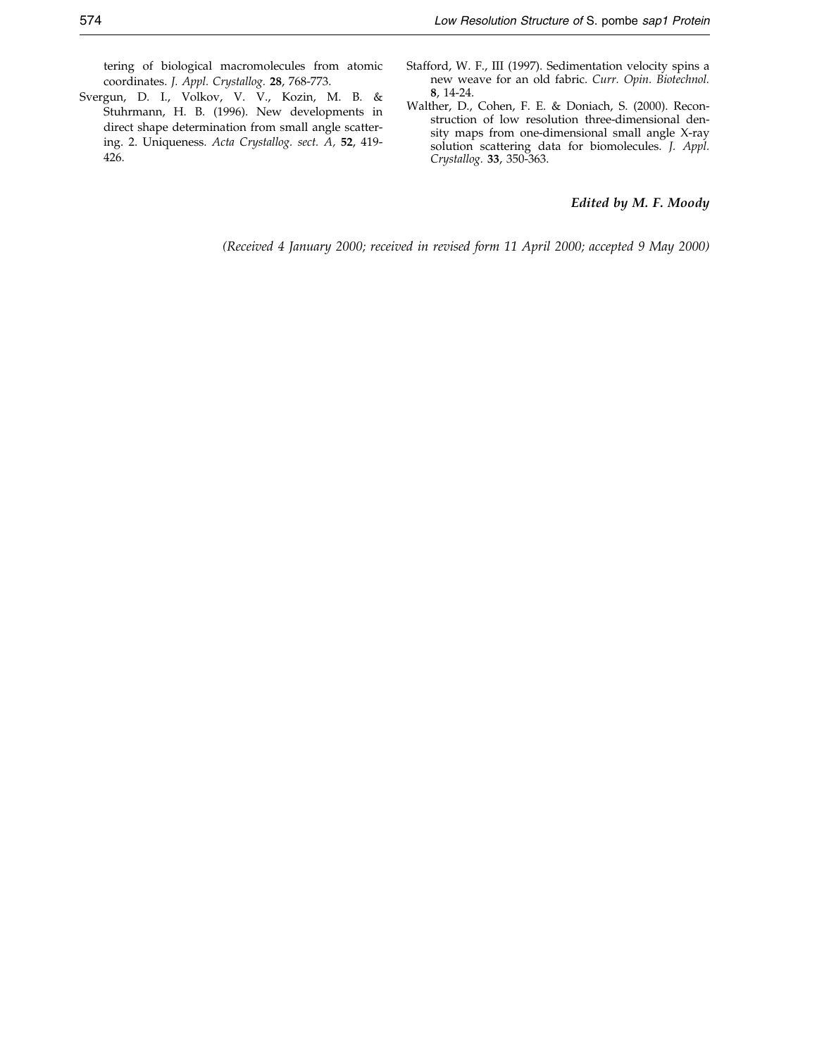tering of biological macromolecules from atomic coordinates. *J. Appl. Crystallog.* **28**, 768-773.

Svergun, D. I., Volkov, V. V., Kozin, M. B. & Stuhrmann, H. B. (1996). New developments in direct shape determination from small angle scattering. 2. Uniqueness. *Acta Crystallog. sect. A*, **52**, 419-426.

Stafford, W. F., III (1997). Sedimentation velocity spins a new weave for an old fabric. *Curr. Opin. Biotechnol.* **8**, 14-24.

Walther, D., Cohen, F. E. & Doniach, S. (2000). Reconstruction of low resolution three-dimensional density maps from one-dimensional small angle X-ray solution scattering data for biomolecules. *J. Appl. Crystallog.* **33**, 350-363.

***Edited by M. F. Moody***

*(Received 4 January 2000; received in revised form 11 April 2000; accepted 9 May 2000)*